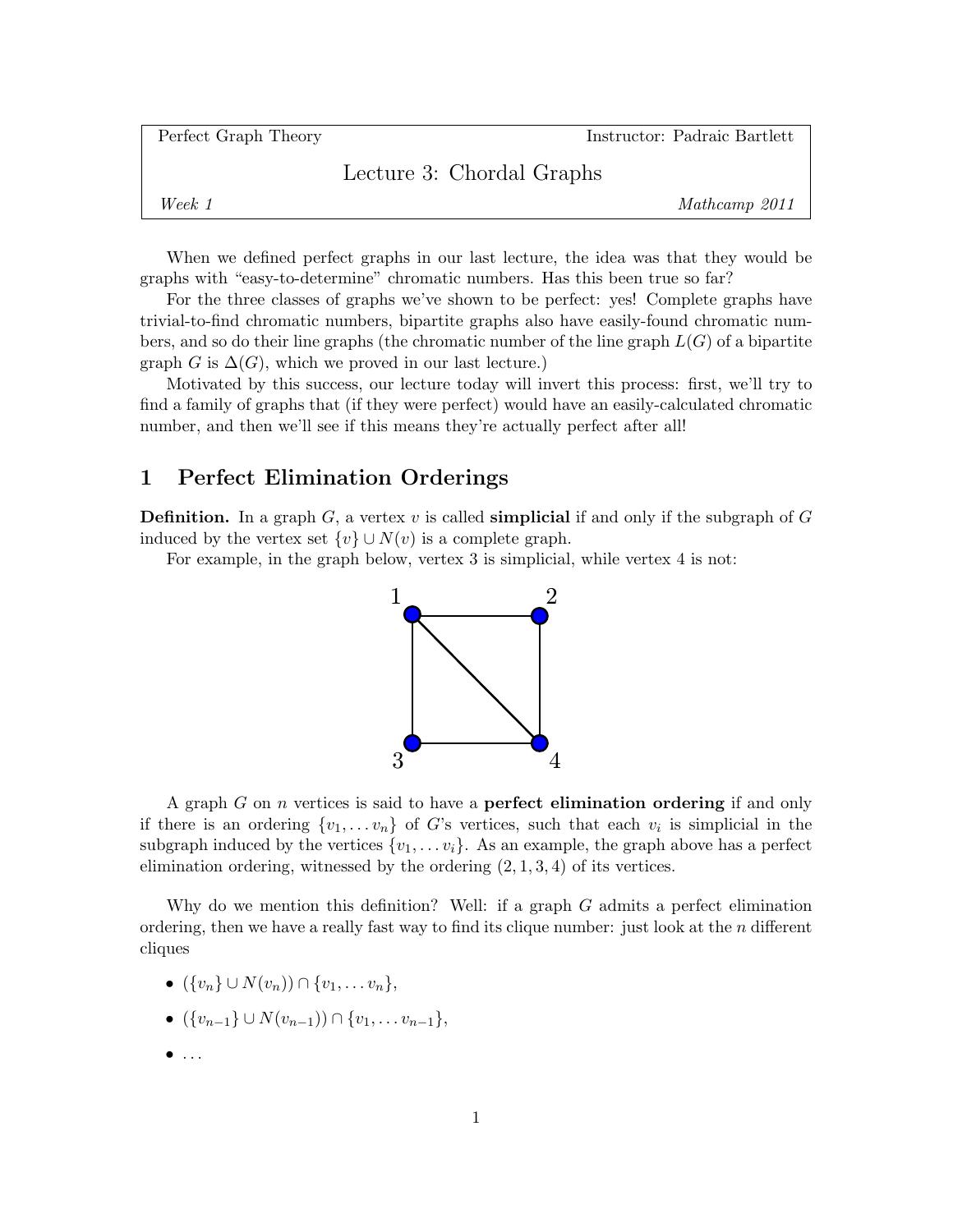Perfect Graph Theory — Instructor: Padraic Bartlett

# Lecture 3: Chordal Graphs

*Week 1* — *Mathcamp 2011*

When we defined perfect graphs in our last lecture, the idea was that they would be graphs with "easy-to-determine" chromatic numbers. Has this been true so far?

For the three classes of graphs we've shown to be perfect: yes! Complete graphs have trivial-to-find chromatic numbers, bipartite graphs also have easily-found chromatic numbers, and so do their line graphs (the chromatic number of the line graph $L(G)$ of a bipartite graph $G$ is $\Delta(G)$, which we proved in our last lecture.)

Motivated by this success, our lecture today will invert this process: first, we'll try to find a family of graphs that (if they were perfect) would have an easily-calculated chromatic number, and then we'll see if this means they're actually perfect after all!

## 1 Perfect Elimination Orderings

**Definition.** In a graph $G$, a vertex $v$ is called **simplicial** if and only if the subgraph of $G$ induced by the vertex set $\{v\} \cup N(v)$ is a complete graph.

For example, in the graph below, vertex 3 is simplicial, while vertex 4 is not:

A graph $G$ on $n$ vertices is said to have a **perfect elimination ordering** if and only if there is an ordering $\{v_1, \ldots v_n\}$ of $G$'s vertices, such that each $v_i$ is simplicial in the subgraph induced by the vertices $\{v_1, \ldots v_i\}$. As an example, the graph above has a perfect elimination ordering, witnessed by the ordering $(2, 1, 3, 4)$ of its vertices.

Why do we mention this definition? Well: if a graph $G$ admits a perfect elimination ordering, then we have a really fast way to find its clique number: just look at the $n$ different cliques

- $(\{v_n\} \cup N(v_n)) \cap \{v_1, \ldots v_n\}$,
- $(\{v_{n-1}\} \cup N(v_{n-1})) \cap \{v_1, \ldots v_{n-1}\}$,
- $\ldots$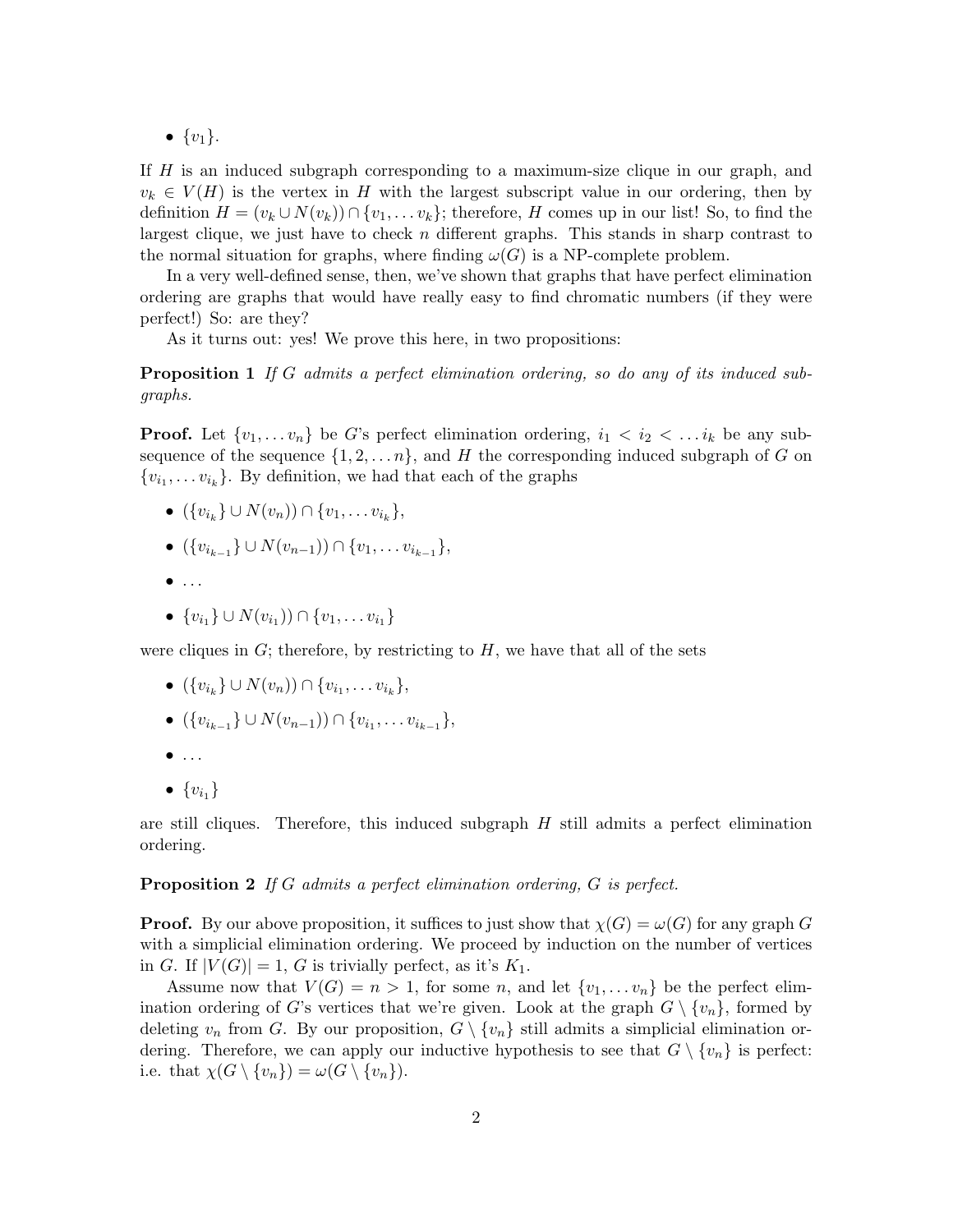- $\{v_1\}$.

If $H$ is an induced subgraph corresponding to a maximum-size clique in our graph, and $v_k \in V(H)$ is the vertex in $H$ with the largest subscript value in our ordering, then by definition $H = (v_k \cup N(v_k)) \cap \{v_1, \ldots v_k\}$; therefore, $H$ comes up in our list! So, to find the largest clique, we just have to check $n$ different graphs. This stands in sharp contrast to the normal situation for graphs, where finding $\omega(G)$ is a NP-complete problem.

In a very well-defined sense, then, we've shown that graphs that have perfect elimination ordering are graphs that would have really easy to find chromatic numbers (if they were perfect!) So: are they?

As it turns out: yes! We prove this here, in two propositions:

**Proposition 1** *If $G$ admits a perfect elimination ordering, so do any of its induced subgraphs.*

**Proof.** Let $\{v_1, \ldots v_n\}$ be $G$'s perfect elimination ordering, $i_1 < i_2 < \ldots i_k$ be any subsequence of the sequence $\{1, 2, \ldots n\}$, and $H$ the corresponding induced subgraph of $G$ on $\{v_{i_1}, \ldots v_{i_k}\}$. By definition, we had that each of the graphs

- $(\{v_{i_k}\} \cup N(v_n)) \cap \{v_1, \ldots v_{i_k}\}$,
- $(\{v_{i_{k-1}}\} \cup N(v_{n-1})) \cap \{v_1, \ldots v_{i_{k-1}}\}$,
- $\ldots$
- $\{v_{i_1}\} \cup N(v_{i_1})) \cap \{v_1, \ldots v_{i_1}\}$

were cliques in $G$; therefore, by restricting to $H$, we have that all of the sets

- $(\{v_{i_k}\} \cup N(v_n)) \cap \{v_{i_1}, \ldots v_{i_k}\}$,
- $(\{v_{i_{k-1}}\} \cup N(v_{n-1})) \cap \{v_{i_1}, \ldots v_{i_{k-1}}\}$,
- $\ldots$
- $\{v_{i_1}\}$

are still cliques. Therefore, this induced subgraph $H$ still admits a perfect elimination ordering.

**Proposition 2** *If $G$ admits a perfect elimination ordering, $G$ is perfect.*

**Proof.** By our above proposition, it suffices to just show that $\chi(G) = \omega(G)$ for any graph $G$ with a simplicial elimination ordering. We proceed by induction on the number of vertices in $G$. If $|V(G)| = 1$, $G$ is trivially perfect, as it's $K_1$.

Assume now that $V(G) = n > 1$, for some $n$, and let $\{v_1, \ldots v_n\}$ be the perfect elimination ordering of $G$'s vertices that we're given. Look at the graph $G \setminus \{v_n\}$, formed by deleting $v_n$ from $G$. By our proposition, $G \setminus \{v_n\}$ still admits a simplicial elimination ordering. Therefore, we can apply our inductive hypothesis to see that $G \setminus \{v_n\}$ is perfect: i.e. that $\chi(G \setminus \{v_n\}) = \omega(G \setminus \{v_n\})$.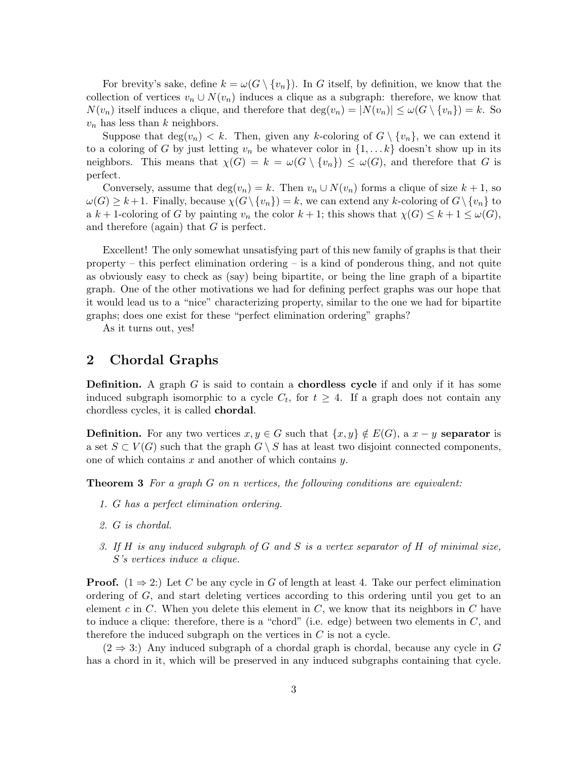For brevity's sake, define $k = \omega(G \setminus \{v_n\})$. In $G$ itself, by definition, we know that the collection of vertices $v_n \cup N(v_n)$ induces a clique as a subgraph: therefore, we know that $N(v_n)$ itself induces a clique, and therefore that $\deg(v_n) = |N(v_n)| \leq \omega(G \setminus \{v_n\}) = k$. So $v_n$ has less than $k$ neighbors.

Suppose that $\deg(v_n) < k$. Then, given any $k$-coloring of $G \setminus \{v_n\}$, we can extend it to a coloring of $G$ by just letting $v_n$ be whatever color in $\{1, \ldots k\}$ doesn't show up in its neighbors. This means that $\chi(G) = k = \omega(G \setminus \{v_n\}) \leq \omega(G)$, and therefore that $G$ is perfect.

Conversely, assume that $\deg(v_n) = k$. Then $v_n \cup N(v_n)$ forms a clique of size $k+1$, so $\omega(G) \geq k+1$. Finally, because $\chi(G \setminus \{v_n\}) = k$, we can extend any $k$-coloring of $G \setminus \{v_n\}$ to a $k+1$-coloring of $G$ by painting $v_n$ the color $k+1$; this shows that $\chi(G) \leq k+1 \leq \omega(G)$, and therefore (again) that $G$ is perfect.

Excellent! The only somewhat unsatisfying part of this new family of graphs is that their property – this perfect elimination ordering – is a kind of ponderous thing, and not quite as obviously easy to check as (say) being bipartite, or being the line graph of a bipartite graph. One of the other motivations we had for defining perfect graphs was our hope that it would lead us to a "nice" characterizing property, similar to the one we had for bipartite graphs; does one exist for these "perfect elimination ordering" graphs?

As it turns out, yes!

## 2 Chordal Graphs

**Definition.** A graph $G$ is said to contain a **chordless cycle** if and only if it has some induced subgraph isomorphic to a cycle $C_t$, for $t \geq 4$. If a graph does not contain any chordless cycles, it is called **chordal**.

**Definition.** For any two vertices $x, y \in G$ such that $\{x, y\} \notin E(G)$, a $x - y$ **separator** is a set $S \subset V(G)$ such that the graph $G \setminus S$ has at least two disjoint connected components, one of which contains $x$ and another of which contains $y$.

**Theorem 3** *For a graph $G$ on $n$ vertices, the following conditions are equivalent:*

1. *$G$ has a perfect elimination ordering.*
2. *$G$ is chordal.*
3. *If $H$ is any induced subgraph of $G$ and $S$ is a vertex separator of $H$ of minimal size, $S$'s vertices induce a clique.*

**Proof.** ($1 \Rightarrow 2$:) Let $C$ be any cycle in $G$ of length at least 4. Take our perfect elimination ordering of $G$, and start deleting vertices according to this ordering until you get to an element $c$ in $C$. When you delete this element in $C$, we know that its neighbors in $C$ have to induce a clique: therefore, there is a "chord" (i.e. edge) between two elements in $C$, and therefore the induced subgraph on the vertices in $C$ is not a cycle.

($2 \Rightarrow 3$:) Any induced subgraph of a chordal graph is chordal, because any cycle in $G$ has a chord in it, which will be preserved in any induced subgraphs containing that cycle.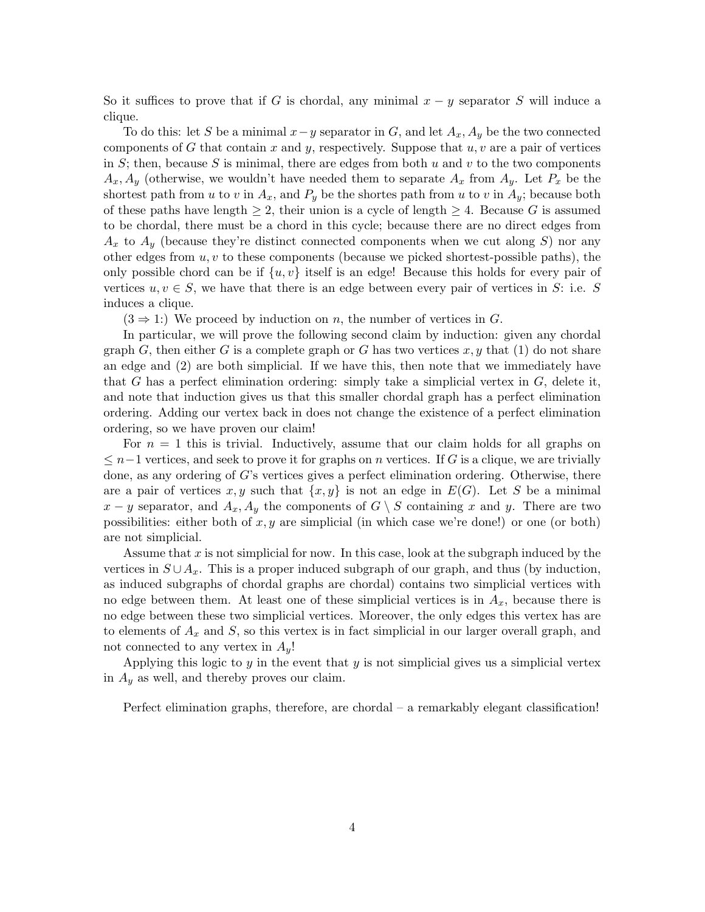So it suffices to prove that if $G$ is chordal, any minimal $x - y$ separator $S$ will induce a clique.

To do this: let $S$ be a minimal $x-y$ separator in $G$, and let $A_x, A_y$ be the two connected components of $G$ that contain $x$ and $y$, respectively. Suppose that $u, v$ are a pair of vertices in $S$; then, because $S$ is minimal, there are edges from both $u$ and $v$ to the two components $A_x, A_y$ (otherwise, we wouldn't have needed them to separate $A_x$ from $A_y$. Let $P_x$ be the shortest path from $u$ to $v$ in $A_x$, and $P_y$ be the shortes path from $u$ to $v$ in $A_y$; because both of these paths have length $\geq 2$, their union is a cycle of length $\geq 4$. Because $G$ is assumed to be chordal, there must be a chord in this cycle; because there are no direct edges from $A_x$ to $A_y$ (because they're distinct connected components when we cut along $S$) nor any other edges from $u, v$ to these components (because we picked shortest-possible paths), the only possible chord can be if $\{u, v\}$ itself is an edge! Because this holds for every pair of vertices $u, v \in S$, we have that there is an edge between every pair of vertices in $S$: i.e. $S$ induces a clique.

($3 \Rightarrow 1$:) We proceed by induction on $n$, the number of vertices in $G$.

In particular, we will prove the following second claim by induction: given any chordal graph $G$, then either $G$ is a complete graph or $G$ has two vertices $x, y$ that (1) do not share an edge and (2) are both simplicial. If we have this, then note that we immediately have that $G$ has a perfect elimination ordering: simply take a simplicial vertex in $G$, delete it, and note that induction gives us that this smaller chordal graph has a perfect elimination ordering. Adding our vertex back in does not change the existence of a perfect elimination ordering, so we have proven our claim!

For $n = 1$ this is trivial. Inductively, assume that our claim holds for all graphs on $\leq n-1$ vertices, and seek to prove it for graphs on $n$ vertices. If $G$ is a clique, we are trivially done, as any ordering of $G$'s vertices gives a perfect elimination ordering. Otherwise, there are a pair of vertices $x, y$ such that $\{x, y\}$ is not an edge in $E(G)$. Let $S$ be a minimal $x - y$ separator, and $A_x, A_y$ the components of $G \setminus S$ containing $x$ and $y$. There are two possibilities: either both of $x, y$ are simplicial (in which case we're done!) or one (or both) are not simplicial.

Assume that $x$ is not simplicial for now. In this case, look at the subgraph induced by the vertices in $S \cup A_x$. This is a proper induced subgraph of our graph, and thus (by induction, as induced subgraphs of chordal graphs are chordal) contains two simplicial vertices with no edge between them. At least one of these simplicial vertices is in $A_x$, because there is no edge between these two simplicial vertices. Moreover, the only edges this vertex has are to elements of $A_x$ and $S$, so this vertex is in fact simplicial in our larger overall graph, and not connected to any vertex in $A_y$!

Applying this logic to $y$ in the event that $y$ is not simplicial gives us a simplicial vertex in $A_y$ as well, and thereby proves our claim.

Perfect elimination graphs, therefore, are chordal – a remarkably elegant classification!